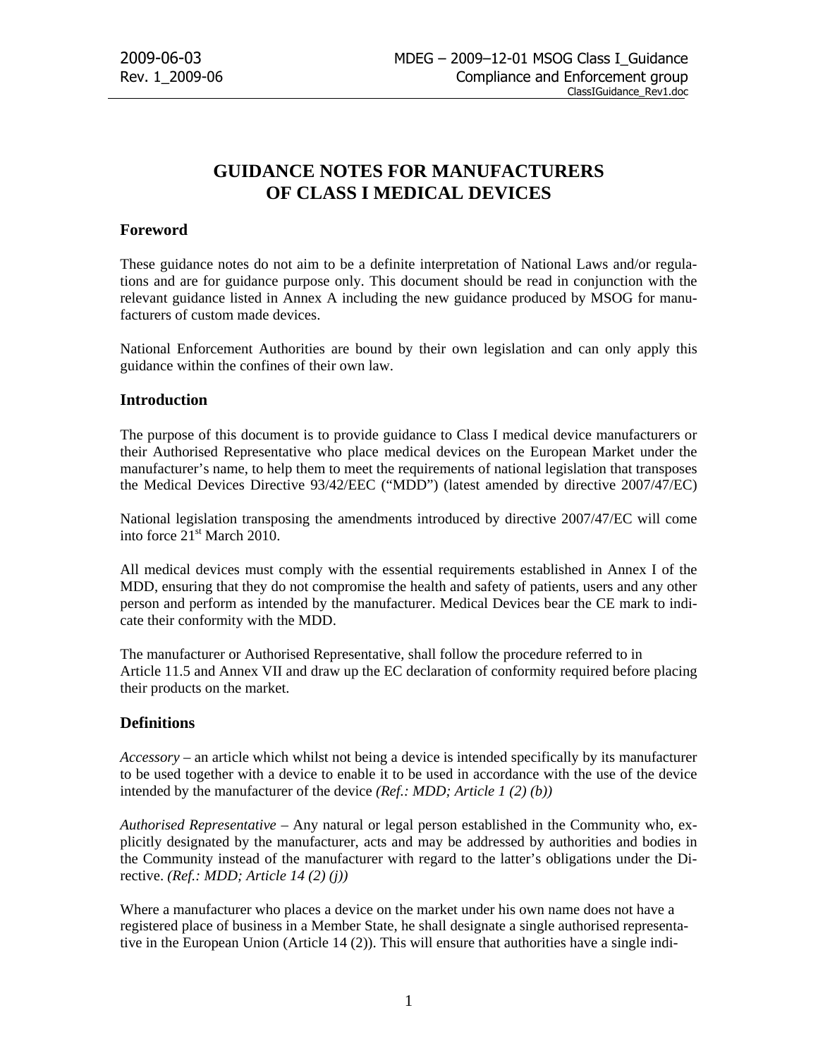# GUIDANCE NOTES FOR MANUFACTURERS OF CLASS I MEDICAL DEVICES

## Foreword

These guidance notes do not aim to be a definite interpretation of National Laws and/or regulations and are for guidance purpose only. This document should be read in conjunction with the relevant guidance listed in Annex A including the new guidance produced by MSOG for manufacturers of custom made devices.

National Enforcement Authorities are bound by their own legislation and can only apply this guidance within the confines of their own law.

## Introduction

The purpose of this document is to provide guidance to Class I medical device manufacturers or their Authorised Representative who place medical devices on the European Market under the manufacturer's name, to help them to meet the requirements of national legislation that transposes the Medical Devices Directive 93/42/EEC ("MDD") (latest amended by directive 2007/47/EC)

National legislation transposing the amendments introduced by directive 2007/47/EC will come into force 21st March 2010.

All medical devices must comply with the essential requirements established in Annex I of the MDD, ensuring that they do not compromise the health and safety of patients, users and any other person and perform as intended by the manufacturer. Medical Devices bear the CE mark to indicate their conformity with the MDD.

The manufacturer or Authorised Representative, shall follow the procedure referred to in Article 11.5 and Annex VII and draw up the EC declaration of conformity required before placing their products on the market.

## Definitions

*Accessory* – an article which whilst not being a device is intended specifically by its manufacturer to be used together with a device to enable it to be used in accordance with the use of the device intended by the manufacturer of the device *(Ref.: MDD; Article 1 (2) (b))*

*Authorised Representative* – Any natural or legal person established in the Community who, explicitly designated by the manufacturer, acts and may be addressed by authorities and bodies in the Community instead of the manufacturer with regard to the latter's obligations under the Directive. *(Ref.: MDD; Article 14 (2) (j))*

Where a manufacturer who places a device on the market under his own name does not have a registered place of business in a Member State, he shall designate a single authorised representative in the European Union (Article 14 (2)). This will ensure that authorities have a single indi-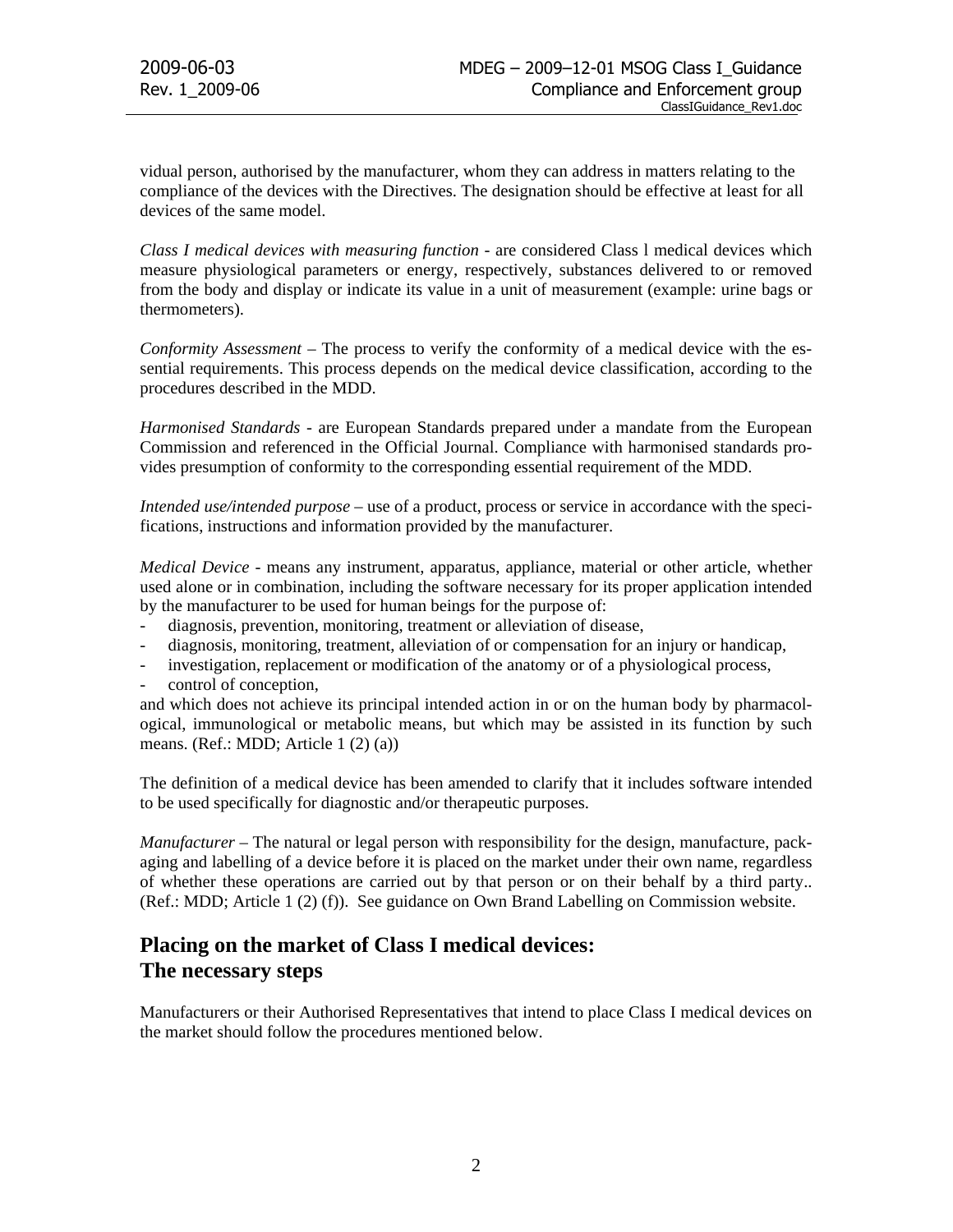vidual person, authorised by the manufacturer, whom they can address in matters relating to the compliance of the devices with the Directives. The designation should be effective at least for all devices of the same model.

*Class I medical devices with measuring function* - are considered Class l medical devices which measure physiological parameters or energy, respectively, substances delivered to or removed from the body and display or indicate its value in a unit of measurement (example: urine bags or thermometers).

*Conformity Assessment* – The process to verify the conformity of a medical device with the essential requirements. This process depends on the medical device classification, according to the procedures described in the MDD.

*Harmonised Standards* - are European Standards prepared under a mandate from the European Commission and referenced in the Official Journal. Compliance with harmonised standards provides presumption of conformity to the corresponding essential requirement of the MDD.

*Intended use/intended purpose* – use of a product, process or service in accordance with the specifications, instructions and information provided by the manufacturer.

*Medical Device* - means any instrument, apparatus, appliance, material or other article, whether used alone or in combination, including the software necessary for its proper application intended by the manufacturer to be used for human beings for the purpose of:

- diagnosis, prevention, monitoring, treatment or alleviation of disease,
- diagnosis, monitoring, treatment, alleviation of or compensation for an injury or handicap,
- investigation, replacement or modification of the anatomy or of a physiological process,
- control of conception,

and which does not achieve its principal intended action in or on the human body by pharmacological, immunological or metabolic means, but which may be assisted in its function by such means. (Ref.: MDD; Article 1 (2) (a))

The definition of a medical device has been amended to clarify that it includes software intended to be used specifically for diagnostic and/or therapeutic purposes.

*Manufacturer* – The natural or legal person with responsibility for the design, manufacture, packaging and labelling of a device before it is placed on the market under their own name, regardless of whether these operations are carried out by that person or on their behalf by a third party.. (Ref.: MDD; Article 1 (2) (f)). See guidance on Own Brand Labelling on Commission website.

## Placing on the market of Class I medical devices: The necessary steps

Manufacturers or their Authorised Representatives that intend to place Class I medical devices on the market should follow the procedures mentioned below.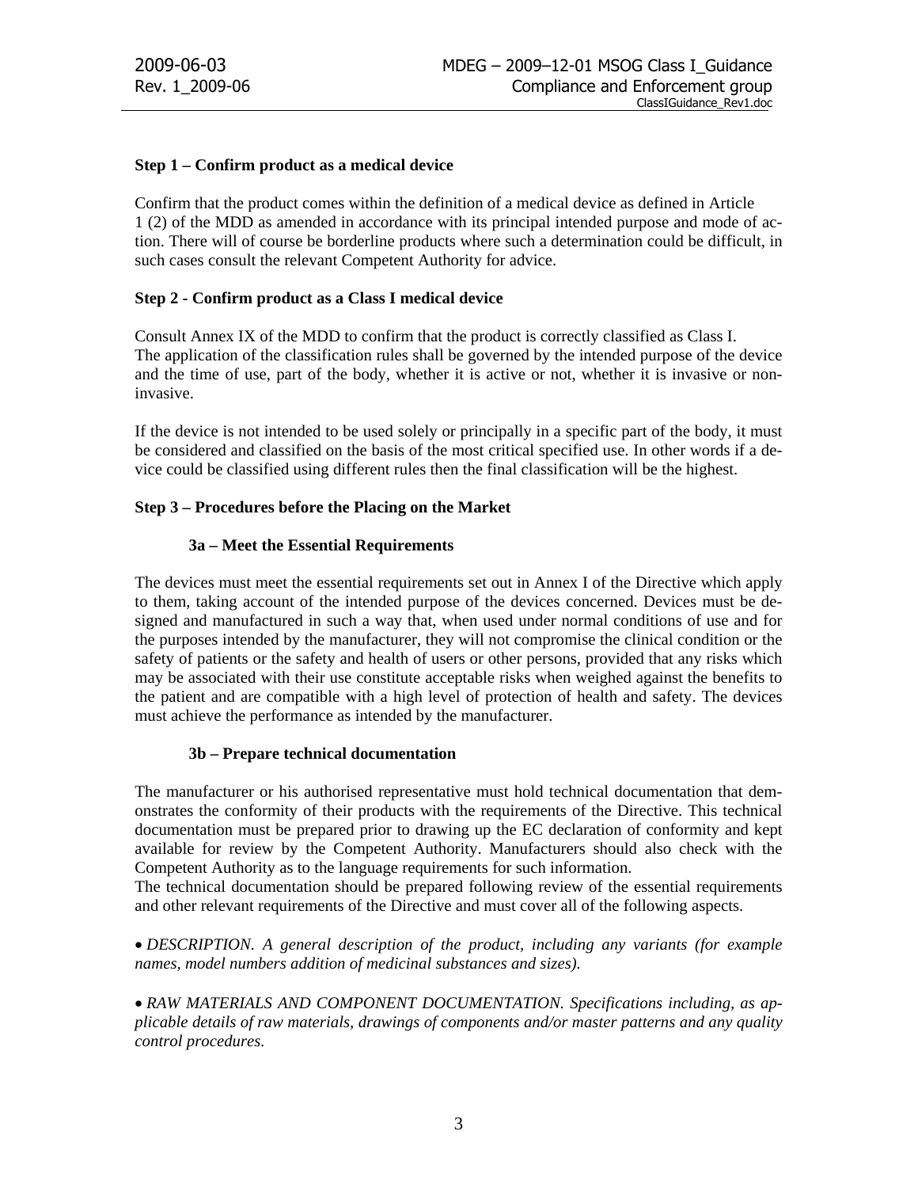**Step 1 – Confirm product as a medical device**

Confirm that the product comes within the definition of a medical device as defined in Article 1 (2) of the MDD as amended in accordance with its principal intended purpose and mode of action. There will of course be borderline products where such a determination could be difficult, in such cases consult the relevant Competent Authority for advice.

**Step 2 - Confirm product as a Class I medical device**

Consult Annex IX of the MDD to confirm that the product is correctly classified as Class I. The application of the classification rules shall be governed by the intended purpose of the device and the time of use, part of the body, whether it is active or not, whether it is invasive or non-invasive.

If the device is not intended to be used solely or principally in a specific part of the body, it must be considered and classified on the basis of the most critical specified use. In other words if a device could be classified using different rules then the final classification will be the highest.

**Step 3 – Procedures before the Placing on the Market**

**3a – Meet the Essential Requirements**

The devices must meet the essential requirements set out in Annex I of the Directive which apply to them, taking account of the intended purpose of the devices concerned. Devices must be designed and manufactured in such a way that, when used under normal conditions of use and for the purposes intended by the manufacturer, they will not compromise the clinical condition or the safety of patients or the safety and health of users or other persons, provided that any risks which may be associated with their use constitute acceptable risks when weighed against the benefits to the patient and are compatible with a high level of protection of health and safety. The devices must achieve the performance as intended by the manufacturer.

**3b – Prepare technical documentation**

The manufacturer or his authorised representative must hold technical documentation that demonstrates the conformity of their products with the requirements of the Directive. This technical documentation must be prepared prior to drawing up the EC declaration of conformity and kept available for review by the Competent Authority. Manufacturers should also check with the Competent Authority as to the language requirements for such information.
The technical documentation should be prepared following review of the essential requirements and other relevant requirements of the Directive and must cover all of the following aspects.

- *DESCRIPTION. A general description of the product, including any variants (for example names, model numbers addition of medicinal substances and sizes).*

- *RAW MATERIALS AND COMPONENT DOCUMENTATION. Specifications including, as applicable details of raw materials, drawings of components and/or master patterns and any quality control procedures.*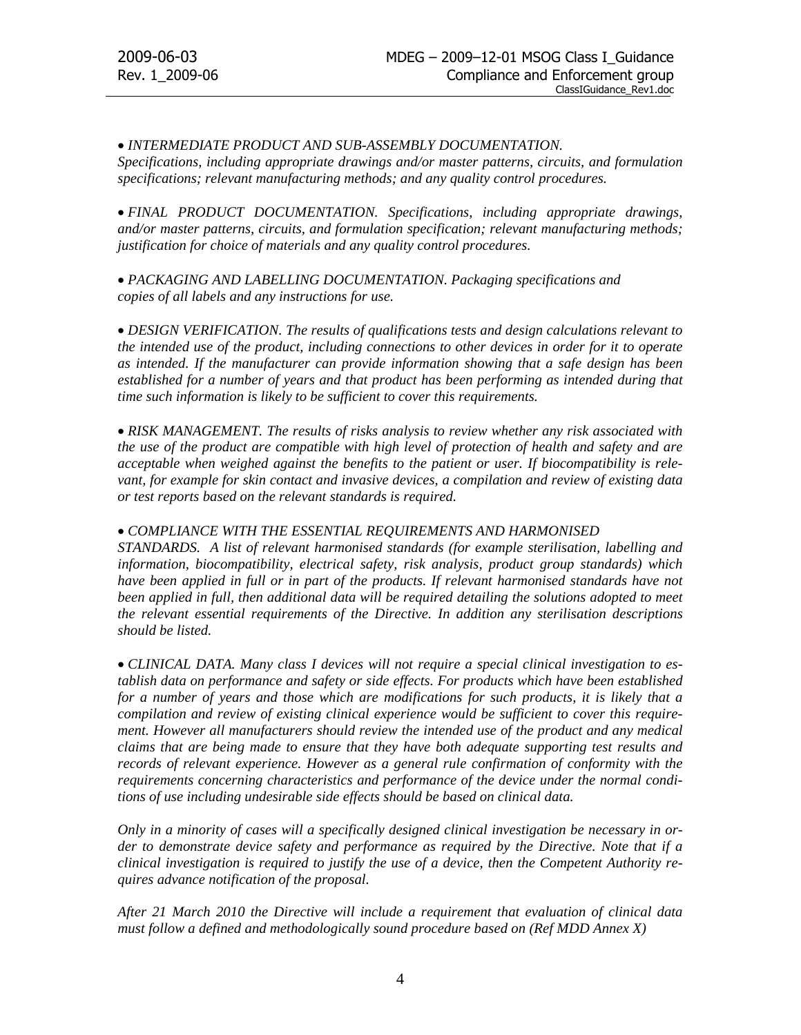- *INTERMEDIATE PRODUCT AND SUB-ASSEMBLY DOCUMENTATION. Specifications, including appropriate drawings and/or master patterns, circuits, and formulation specifications; relevant manufacturing methods; and any quality control procedures.*

- *FINAL PRODUCT DOCUMENTATION. Specifications, including appropriate drawings, and/or master patterns, circuits, and formulation specification; relevant manufacturing methods; justification for choice of materials and any quality control procedures.*

- *PACKAGING AND LABELLING DOCUMENTATION. Packaging specifications and copies of all labels and any instructions for use.*

- *DESIGN VERIFICATION. The results of qualifications tests and design calculations relevant to the intended use of the product, including connections to other devices in order for it to operate as intended. If the manufacturer can provide information showing that a safe design has been established for a number of years and that product has been performing as intended during that time such information is likely to be sufficient to cover this requirements.*

- *RISK MANAGEMENT. The results of risks analysis to review whether any risk associated with the use of the product are compatible with high level of protection of health and safety and are acceptable when weighed against the benefits to the patient or user. If biocompatibility is relevant, for example for skin contact and invasive devices, a compilation and review of existing data or test reports based on the relevant standards is required.*

- *COMPLIANCE WITH THE ESSENTIAL REQUIREMENTS AND HARMONISED STANDARDS. A list of relevant harmonised standards (for example sterilisation, labelling and information, biocompatibility, electrical safety, risk analysis, product group standards) which have been applied in full or in part of the products. If relevant harmonised standards have not been applied in full, then additional data will be required detailing the solutions adopted to meet the relevant essential requirements of the Directive. In addition any sterilisation descriptions should be listed.*

- *CLINICAL DATA. Many class I devices will not require a special clinical investigation to establish data on performance and safety or side effects. For products which have been established for a number of years and those which are modifications for such products, it is likely that a compilation and review of existing clinical experience would be sufficient to cover this requirement. However all manufacturers should review the intended use of the product and any medical claims that are being made to ensure that they have both adequate supporting test results and records of relevant experience. However as a general rule confirmation of conformity with the requirements concerning characteristics and performance of the device under the normal conditions of use including undesirable side effects should be based on clinical data.*

*Only in a minority of cases will a specifically designed clinical investigation be necessary in order to demonstrate device safety and performance as required by the Directive. Note that if a clinical investigation is required to justify the use of a device, then the Competent Authority requires advance notification of the proposal.*

*After 21 March 2010 the Directive will include a requirement that evaluation of clinical data must follow a defined and methodologically sound procedure based on (Ref MDD Annex X)*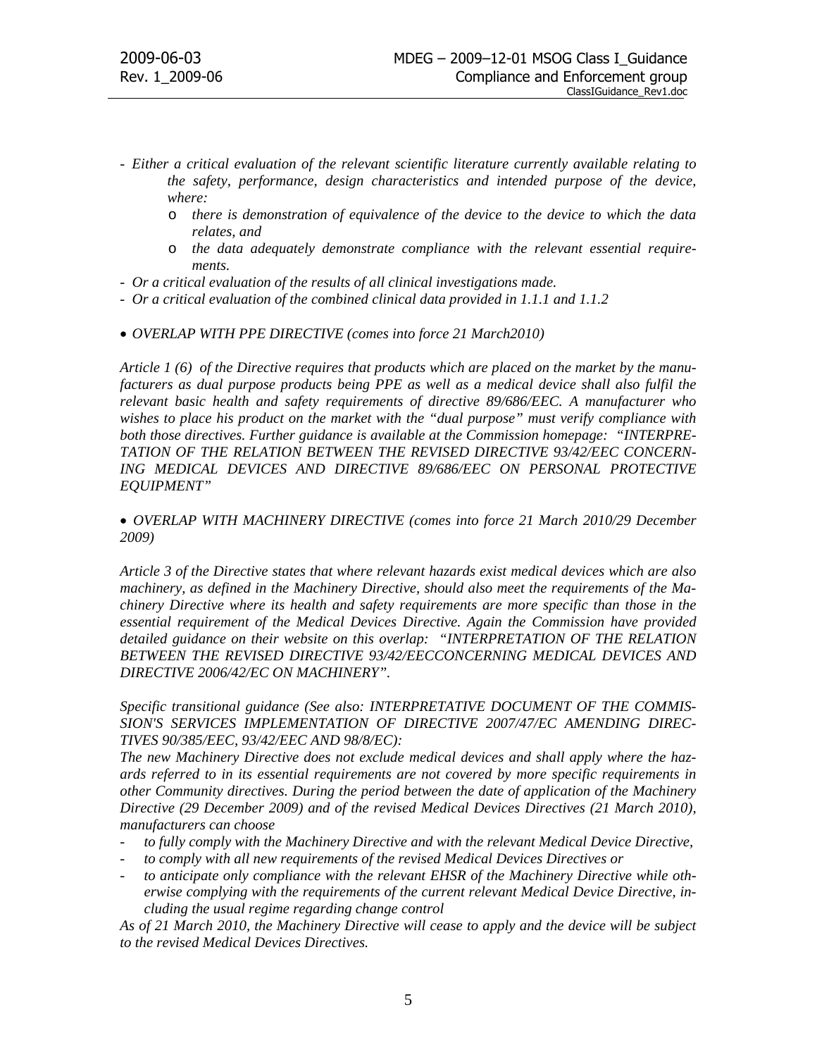- *Either a critical evaluation of the relevant scientific literature currently available relating to the safety, performance, design characteristics and intended purpose of the device, where:*
    - *there is demonstration of equivalence of the device to the device to which the data relates, and*
    - *the data adequately demonstrate compliance with the relevant essential requirements.*
- *Or a critical evaluation of the results of all clinical investigations made.*
- *Or a critical evaluation of the combined clinical data provided in 1.1.1 and 1.1.2*

- *OVERLAP WITH PPE DIRECTIVE (comes into force 21 March2010)*

*Article 1 (6) of the Directive requires that products which are placed on the market by the manufacturers as dual purpose products being PPE as well as a medical device shall also fulfil the relevant basic health and safety requirements of directive 89/686/EEC. A manufacturer who wishes to place his product on the market with the "dual purpose" must verify compliance with both those directives. Further guidance is available at the Commission homepage: "INTERPRETATION OF THE RELATION BETWEEN THE REVISED DIRECTIVE 93/42/EEC CONCERNING MEDICAL DEVICES AND DIRECTIVE 89/686/EEC ON PERSONAL PROTECTIVE EQUIPMENT"*

- *OVERLAP WITH MACHINERY DIRECTIVE (comes into force 21 March 2010/29 December 2009)*

*Article 3 of the Directive states that where relevant hazards exist medical devices which are also machinery, as defined in the Machinery Directive, should also meet the requirements of the Machinery Directive where its health and safety requirements are more specific than those in the essential requirement of the Medical Devices Directive. Again the Commission have provided detailed guidance on their website on this overlap: "INTERPRETATION OF THE RELATION BETWEEN THE REVISED DIRECTIVE 93/42/EECCONCERNING MEDICAL DEVICES AND DIRECTIVE 2006/42/EC ON MACHINERY".*

*Specific transitional guidance (See also: INTERPRETATIVE DOCUMENT OF THE COMMISSION'S SERVICES IMPLEMENTATION OF DIRECTIVE 2007/47/EC AMENDING DIRECTIVES 90/385/EEC, 93/42/EEC AND 98/8/EC):*

*The new Machinery Directive does not exclude medical devices and shall apply where the hazards referred to in its essential requirements are not covered by more specific requirements in other Community directives. During the period between the date of application of the Machinery Directive (29 December 2009) and of the revised Medical Devices Directives (21 March 2010), manufacturers can choose*

- *to fully comply with the Machinery Directive and with the relevant Medical Device Directive,*
- *to comply with all new requirements of the revised Medical Devices Directives or*
- *to anticipate only compliance with the relevant EHSR of the Machinery Directive while otherwise complying with the requirements of the current relevant Medical Device Directive, including the usual regime regarding change control*

*As of 21 March 2010, the Machinery Directive will cease to apply and the device will be subject to the revised Medical Devices Directives.*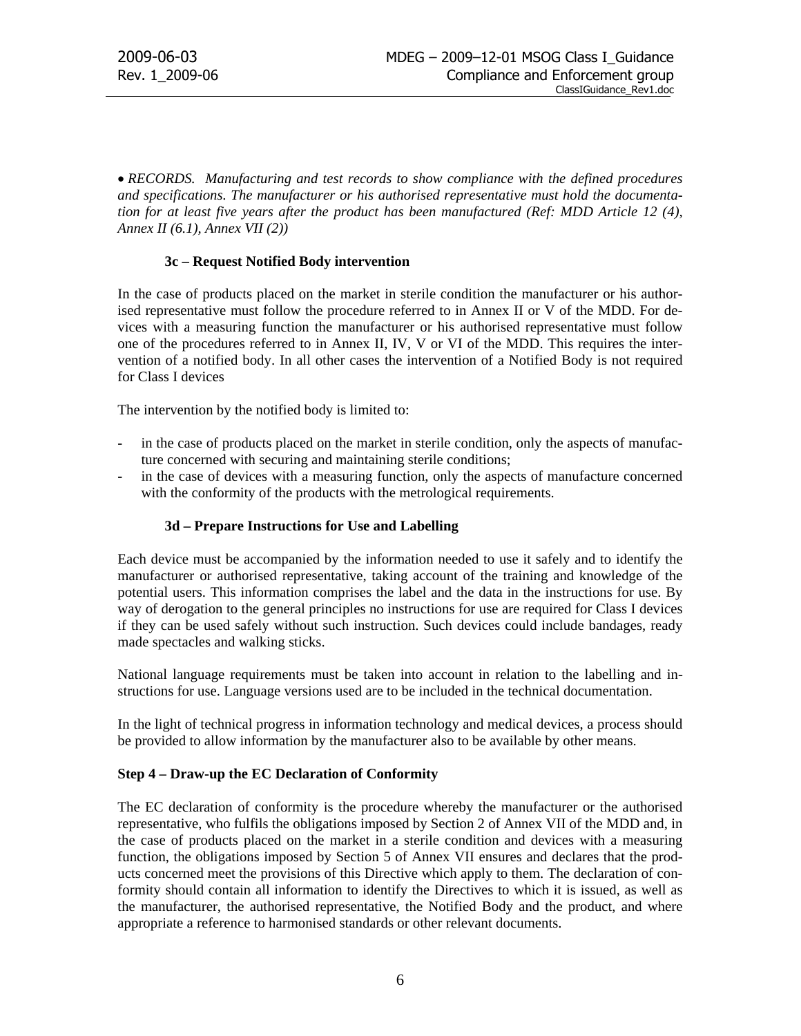- *RECORDS. Manufacturing and test records to show compliance with the defined procedures and specifications. The manufacturer or his authorised representative must hold the documentation for at least five years after the product has been manufactured (Ref: MDD Article 12 (4), Annex II (6.1), Annex VII (2))*

### 3c – Request Notified Body intervention

In the case of products placed on the market in sterile condition the manufacturer or his authorised representative must follow the procedure referred to in Annex II or V of the MDD. For devices with a measuring function the manufacturer or his authorised representative must follow one of the procedures referred to in Annex II, IV, V or VI of the MDD. This requires the intervention of a notified body. In all other cases the intervention of a Notified Body is not required for Class I devices

The intervention by the notified body is limited to:

- in the case of products placed on the market in sterile condition, only the aspects of manufacture concerned with securing and maintaining sterile conditions;
- in the case of devices with a measuring function, only the aspects of manufacture concerned with the conformity of the products with the metrological requirements.

### 3d – Prepare Instructions for Use and Labelling

Each device must be accompanied by the information needed to use it safely and to identify the manufacturer or authorised representative, taking account of the training and knowledge of the potential users. This information comprises the label and the data in the instructions for use. By way of derogation to the general principles no instructions for use are required for Class I devices if they can be used safely without such instruction. Such devices could include bandages, ready made spectacles and walking sticks.

National language requirements must be taken into account in relation to the labelling and instructions for use. Language versions used are to be included in the technical documentation.

In the light of technical progress in information technology and medical devices, a process should be provided to allow information by the manufacturer also to be available by other means.

## Step 4 – Draw-up the EC Declaration of Conformity

The EC declaration of conformity is the procedure whereby the manufacturer or the authorised representative, who fulfils the obligations imposed by Section 2 of Annex VII of the MDD and, in the case of products placed on the market in a sterile condition and devices with a measuring function, the obligations imposed by Section 5 of Annex VII ensures and declares that the products concerned meet the provisions of this Directive which apply to them. The declaration of conformity should contain all information to identify the Directives to which it is issued, as well as the manufacturer, the authorised representative, the Notified Body and the product, and where appropriate a reference to harmonised standards or other relevant documents.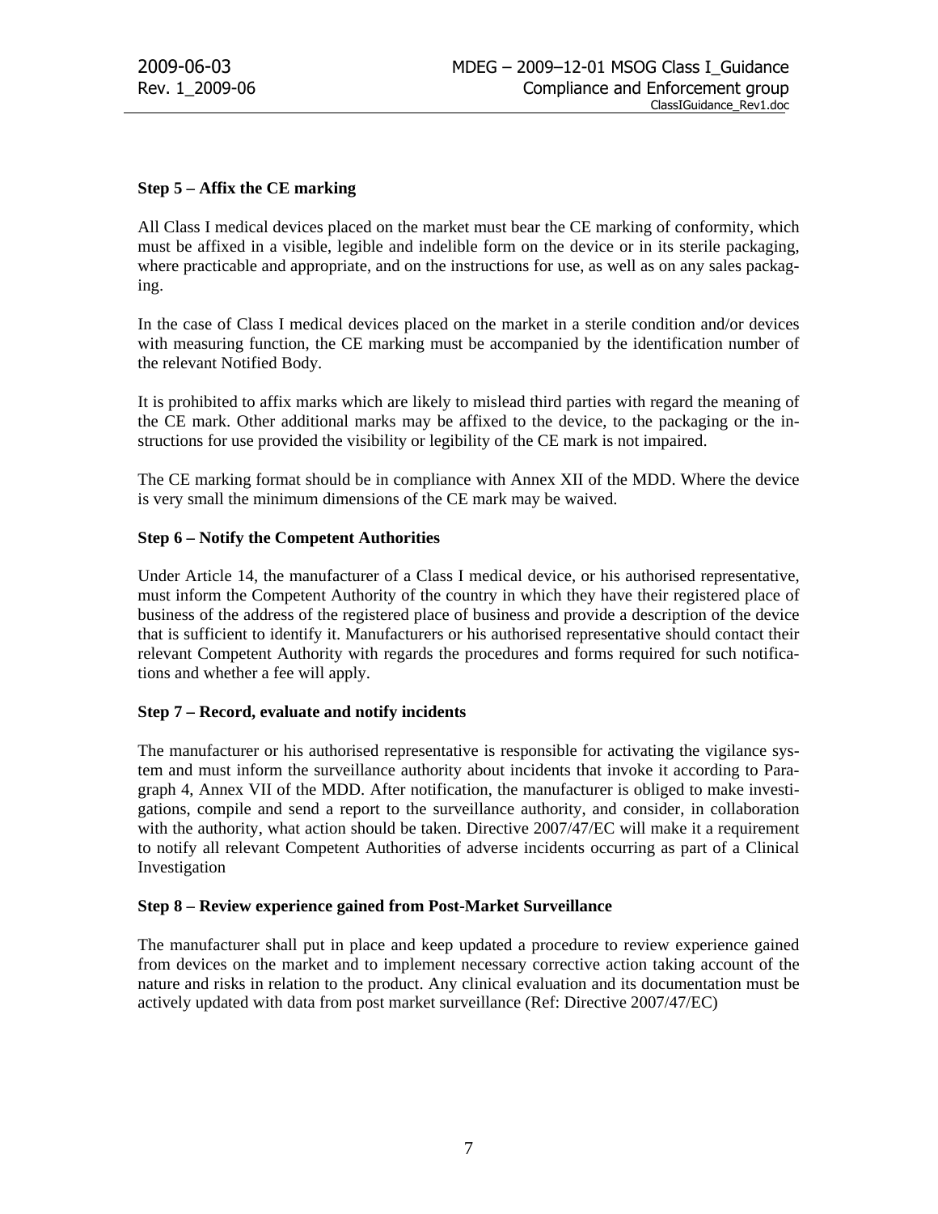**Step 5 – Affix the CE marking**

All Class I medical devices placed on the market must bear the CE marking of conformity, which must be affixed in a visible, legible and indelible form on the device or in its sterile packaging, where practicable and appropriate, and on the instructions for use, as well as on any sales packaging.

In the case of Class I medical devices placed on the market in a sterile condition and/or devices with measuring function, the CE marking must be accompanied by the identification number of the relevant Notified Body.

It is prohibited to affix marks which are likely to mislead third parties with regard the meaning of the CE mark. Other additional marks may be affixed to the device, to the packaging or the instructions for use provided the visibility or legibility of the CE mark is not impaired.

The CE marking format should be in compliance with Annex XII of the MDD. Where the device is very small the minimum dimensions of the CE mark may be waived.

**Step 6 – Notify the Competent Authorities**

Under Article 14, the manufacturer of a Class I medical device, or his authorised representative, must inform the Competent Authority of the country in which they have their registered place of business of the address of the registered place of business and provide a description of the device that is sufficient to identify it. Manufacturers or his authorised representative should contact their relevant Competent Authority with regards the procedures and forms required for such notifications and whether a fee will apply.

**Step 7 – Record, evaluate and notify incidents**

The manufacturer or his authorised representative is responsible for activating the vigilance system and must inform the surveillance authority about incidents that invoke it according to Paragraph 4, Annex VII of the MDD. After notification, the manufacturer is obliged to make investigations, compile and send a report to the surveillance authority, and consider, in collaboration with the authority, what action should be taken. Directive 2007/47/EC will make it a requirement to notify all relevant Competent Authorities of adverse incidents occurring as part of a Clinical Investigation

**Step 8 – Review experience gained from Post-Market Surveillance**

The manufacturer shall put in place and keep updated a procedure to review experience gained from devices on the market and to implement necessary corrective action taking account of the nature and risks in relation to the product. Any clinical evaluation and its documentation must be actively updated with data from post market surveillance (Ref: Directive 2007/47/EC)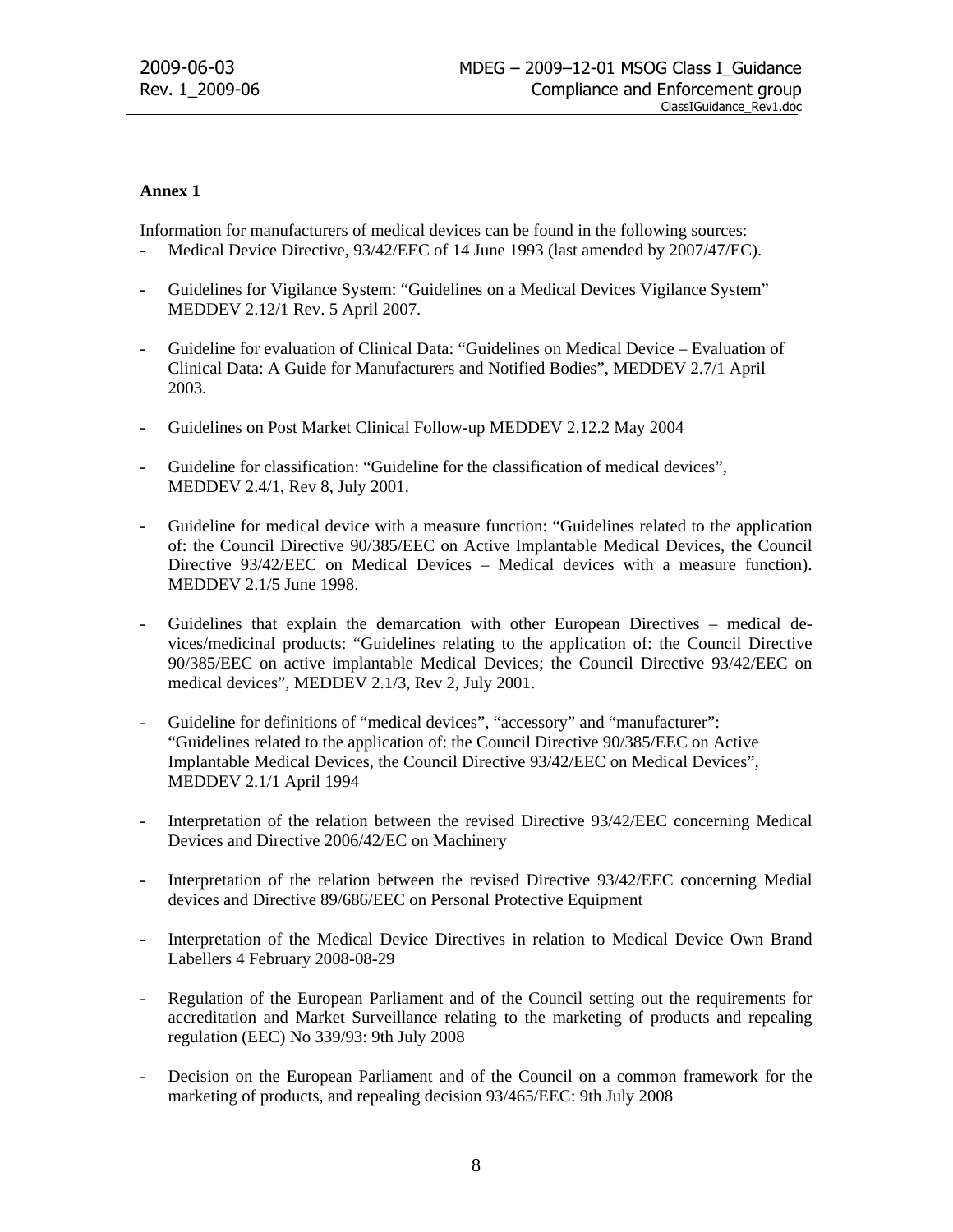**Annex 1**

Information for manufacturers of medical devices can be found in the following sources:

- Medical Device Directive, 93/42/EEC of 14 June 1993 (last amended by 2007/47/EC).

- Guidelines for Vigilance System: "Guidelines on a Medical Devices Vigilance System" MEDDEV 2.12/1 Rev. 5 April 2007.

- Guideline for evaluation of Clinical Data: "Guidelines on Medical Device – Evaluation of Clinical Data: A Guide for Manufacturers and Notified Bodies", MEDDEV 2.7/1 April 2003.

- Guidelines on Post Market Clinical Follow-up MEDDEV 2.12.2 May 2004

- Guideline for classification: "Guideline for the classification of medical devices", MEDDEV 2.4/1, Rev 8, July 2001.

- Guideline for medical device with a measure function: "Guidelines related to the application of: the Council Directive 90/385/EEC on Active Implantable Medical Devices, the Council Directive 93/42/EEC on Medical Devices – Medical devices with a measure function). MEDDEV 2.1/5 June 1998.

- Guidelines that explain the demarcation with other European Directives – medical devices/medicinal products: "Guidelines relating to the application of: the Council Directive 90/385/EEC on active implantable Medical Devices; the Council Directive 93/42/EEC on medical devices", MEDDEV 2.1/3, Rev 2, July 2001.

- Guideline for definitions of "medical devices", "accessory" and "manufacturer": "Guidelines related to the application of: the Council Directive 90/385/EEC on Active Implantable Medical Devices, the Council Directive 93/42/EEC on Medical Devices", MEDDEV 2.1/1 April 1994

- Interpretation of the relation between the revised Directive 93/42/EEC concerning Medical Devices and Directive 2006/42/EC on Machinery

- Interpretation of the relation between the revised Directive 93/42/EEC concerning Medial devices and Directive 89/686/EEC on Personal Protective Equipment

- Interpretation of the Medical Device Directives in relation to Medical Device Own Brand Labellers 4 February 2008-08-29

- Regulation of the European Parliament and of the Council setting out the requirements for accreditation and Market Surveillance relating to the marketing of products and repealing regulation (EEC) No 339/93: 9th July 2008

- Decision on the European Parliament and of the Council on a common framework for the marketing of products, and repealing decision 93/465/EEC: 9th July 2008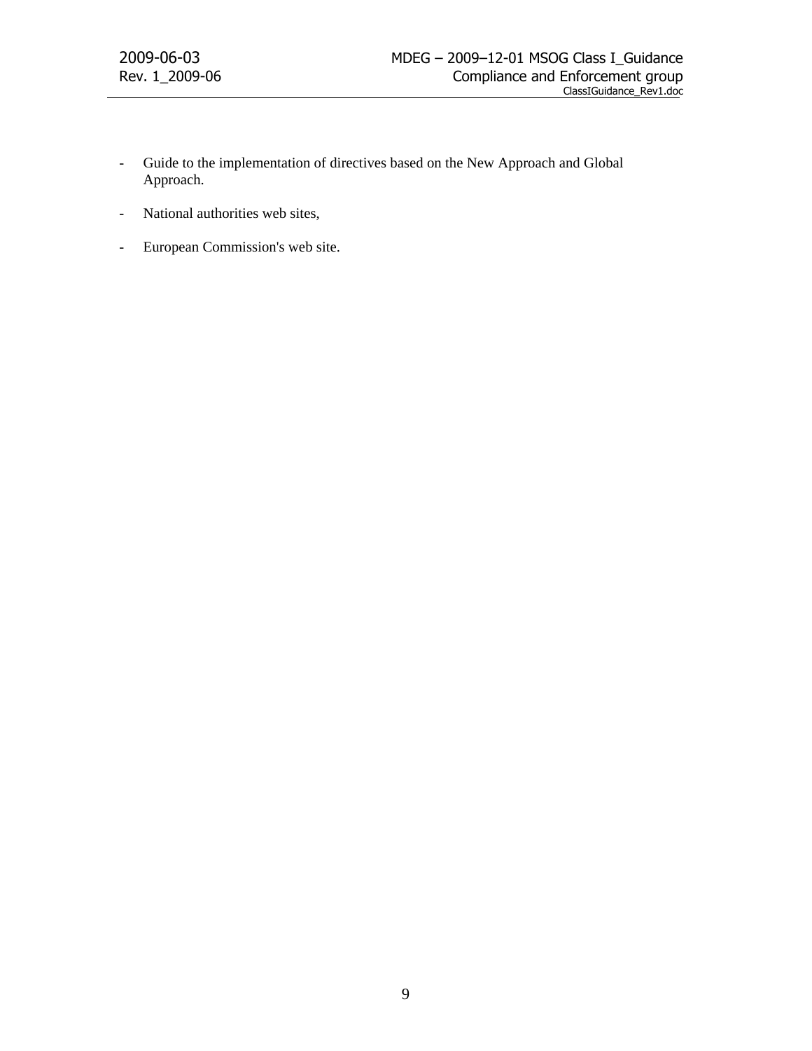- Guide to the implementation of directives based on the New Approach and Global Approach.

- National authorities web sites,

- European Commission's web site.